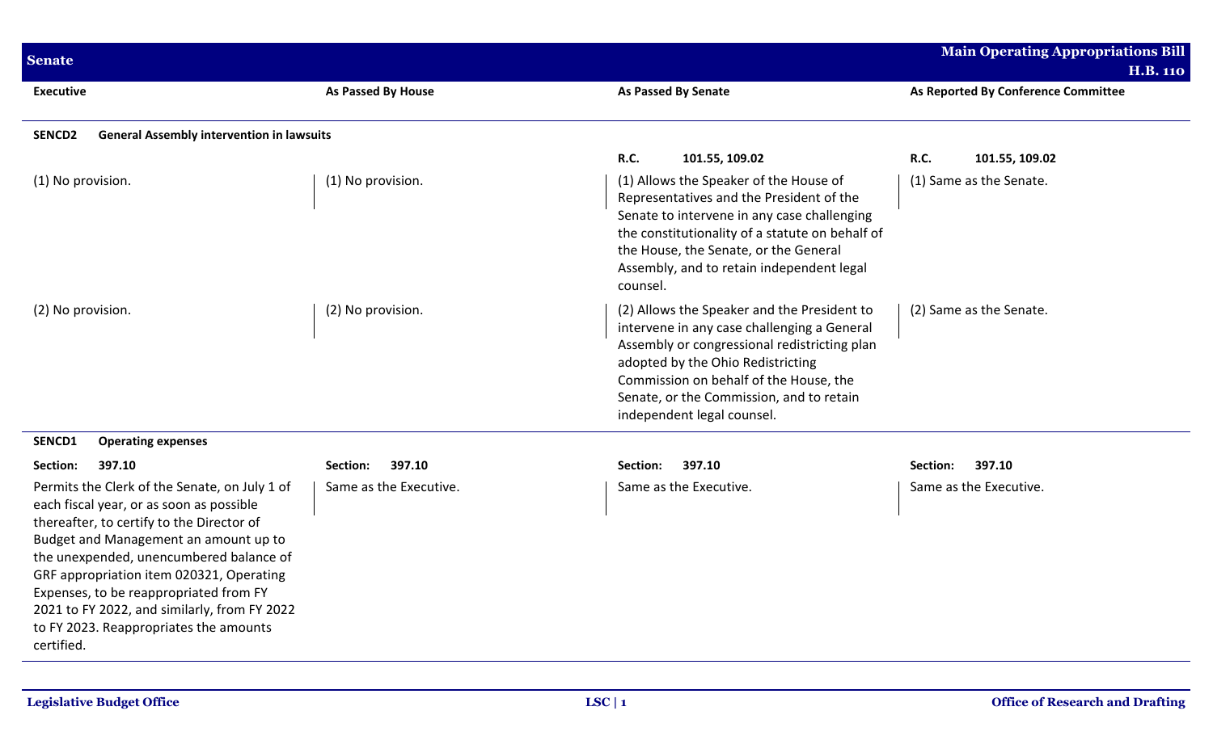**Senate** | **Main Operating Appropriations Bill H.B. 110**

| Executive | As Passed By House | As Passed By Senate | As Reported By Conference Committee |
|---|---|---|---|
| **SENCD2 General Assembly intervention in lawsuits** | | | |
| | | **R.C. 101.55, 109.02** | **R.C. 101.55, 109.02** |
| (1) No provision. | (1) No provision. | (1) Allows the Speaker of the House of Representatives and the President of the Senate to intervene in any case challenging the constitutionality of a statute on behalf of the House, the Senate, or the General Assembly, and to retain independent legal counsel. | (1) Same as the Senate. |
| (2) No provision. | (2) No provision. | (2) Allows the Speaker and the President to intervene in any case challenging a General Assembly or congressional redistricting plan adopted by the Ohio Redistricting Commission on behalf of the House, the Senate, or the Commission, and to retain independent legal counsel. | (2) Same as the Senate. |
| **SENCD1 Operating expenses** | | | |
| **Section: 397.10** | **Section: 397.10** | **Section: 397.10** | **Section: 397.10** |
| Permits the Clerk of the Senate, on July 1 of each fiscal year, or as soon as possible thereafter, to certify to the Director of Budget and Management an amount up to the unexpended, unencumbered balance of GRF appropriation item 020321, Operating Expenses, to be reappropriated from FY 2021 to FY 2022, and similarly, from FY 2022 to FY 2023. Reappropriates the amounts certified. | Same as the Executive. | Same as the Executive. | Same as the Executive. |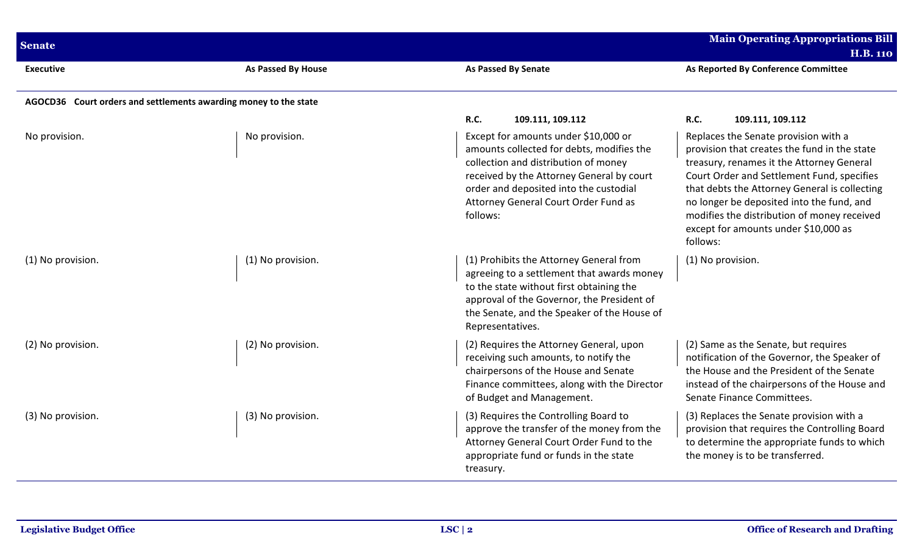| Executive | As Passed By House | As Passed By Senate | As Reported By Conference Committee |
|---|---|---|---|
| **AGOCD36 Court orders and settlements awarding money to the state** | | | |
| | | **R.C. 109.111, 109.112** | **R.C. 109.111, 109.112** |
| No provision. | No provision. | Except for amounts under $10,000 or amounts collected for debts, modifies the collection and distribution of money received by the Attorney General by court order and deposited into the custodial Attorney General Court Order Fund as follows: | Replaces the Senate provision with a provision that creates the fund in the state treasury, renames it the Attorney General Court Order and Settlement Fund, specifies that debts the Attorney General is collecting no longer be deposited into the fund, and modifies the distribution of money received except for amounts under $10,000 as follows: |
| (1) No provision. | (1) No provision. | (1) Prohibits the Attorney General from agreeing to a settlement that awards money to the state without first obtaining the approval of the Governor, the President of the Senate, and the Speaker of the House of Representatives. | (1) No provision. |
| (2) No provision. | (2) No provision. | (2) Requires the Attorney General, upon receiving such amounts, to notify the chairpersons of the House and Senate Finance committees, along with the Director of Budget and Management. | (2) Same as the Senate, but requires notification of the Governor, the Speaker of the House and the President of the Senate instead of the chairpersons of the House and Senate Finance Committees. |
| (3) No provision. | (3) No provision. | (3) Requires the Controlling Board to approve the transfer of the money from the Attorney General Court Order Fund to the appropriate fund or funds in the state treasury. | (3) Replaces the Senate provision with a provision that requires the Controlling Board to determine the appropriate funds to which the money is to be transferred. |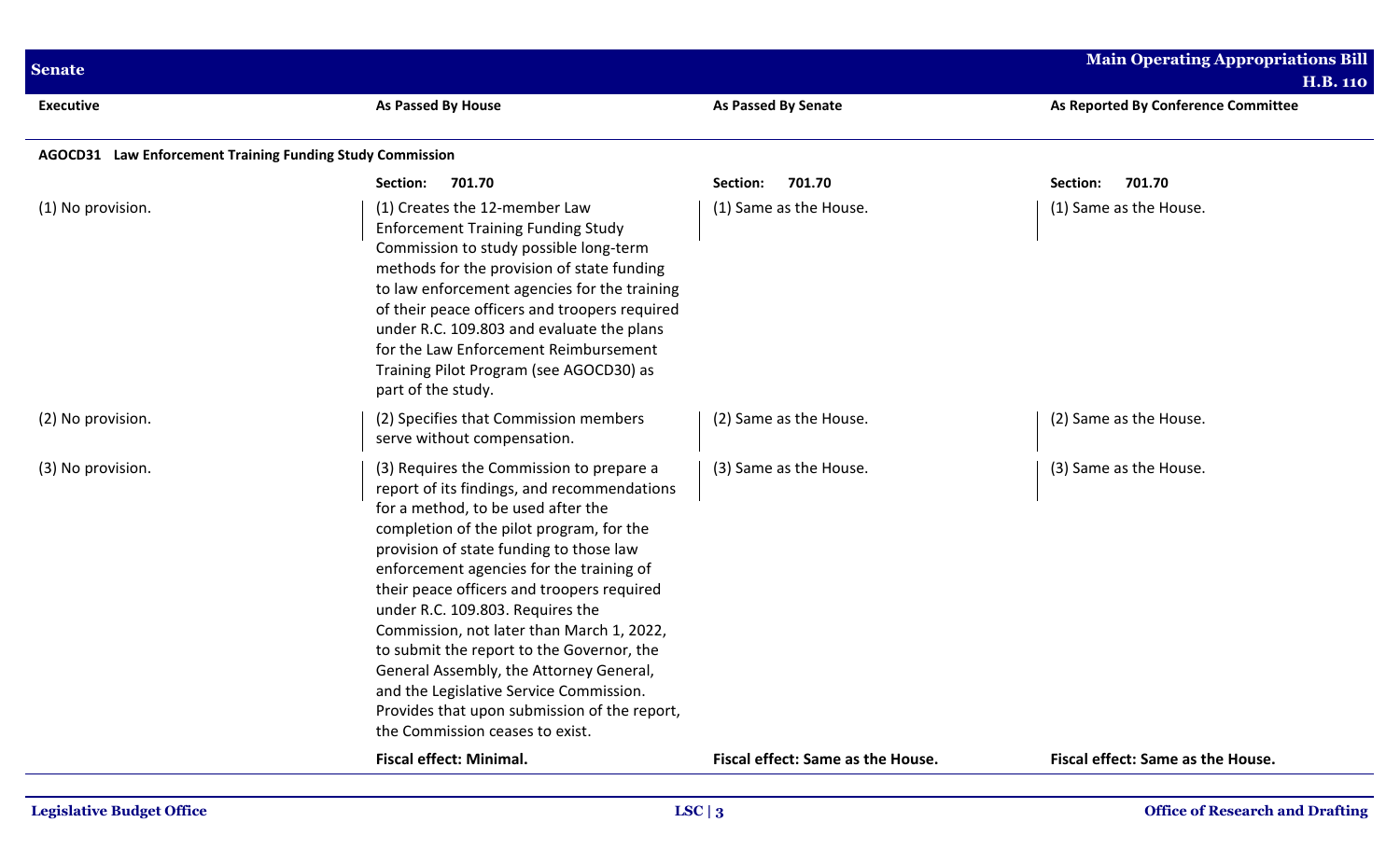| Executive | As Passed By House | As Passed By Senate | As Reported By Conference Committee |
|---|---|---|---|
| **AGOCD31 Law Enforcement Training Funding Study Commission** | | | |
| | **Section: 701.70** | **Section: 701.70** | **Section: 701.70** |
| (1) No provision. | (1) Creates the 12-member Law Enforcement Training Funding Study Commission to study possible long-term methods for the provision of state funding to law enforcement agencies for the training of their peace officers and troopers required under R.C. 109.803 and evaluate the plans for the Law Enforcement Reimbursement Training Pilot Program (see AGOCD30) as part of the study. | (1) Same as the House. | (1) Same as the House. |
| (2) No provision. | (2) Specifies that Commission members serve without compensation. | (2) Same as the House. | (2) Same as the House. |
| (3) No provision. | (3) Requires the Commission to prepare a report of its findings, and recommendations for a method, to be used after the completion of the pilot program, for the provision of state funding to those law enforcement agencies for the training of their peace officers and troopers required under R.C. 109.803. Requires the Commission, not later than March 1, 2022, to submit the report to the Governor, the General Assembly, the Attorney General, and the Legislative Service Commission. Provides that upon submission of the report, the Commission ceases to exist. | (3) Same as the House. | (3) Same as the House. |
| | **Fiscal effect: Minimal.** | **Fiscal effect: Same as the House.** | **Fiscal effect: Same as the House.** |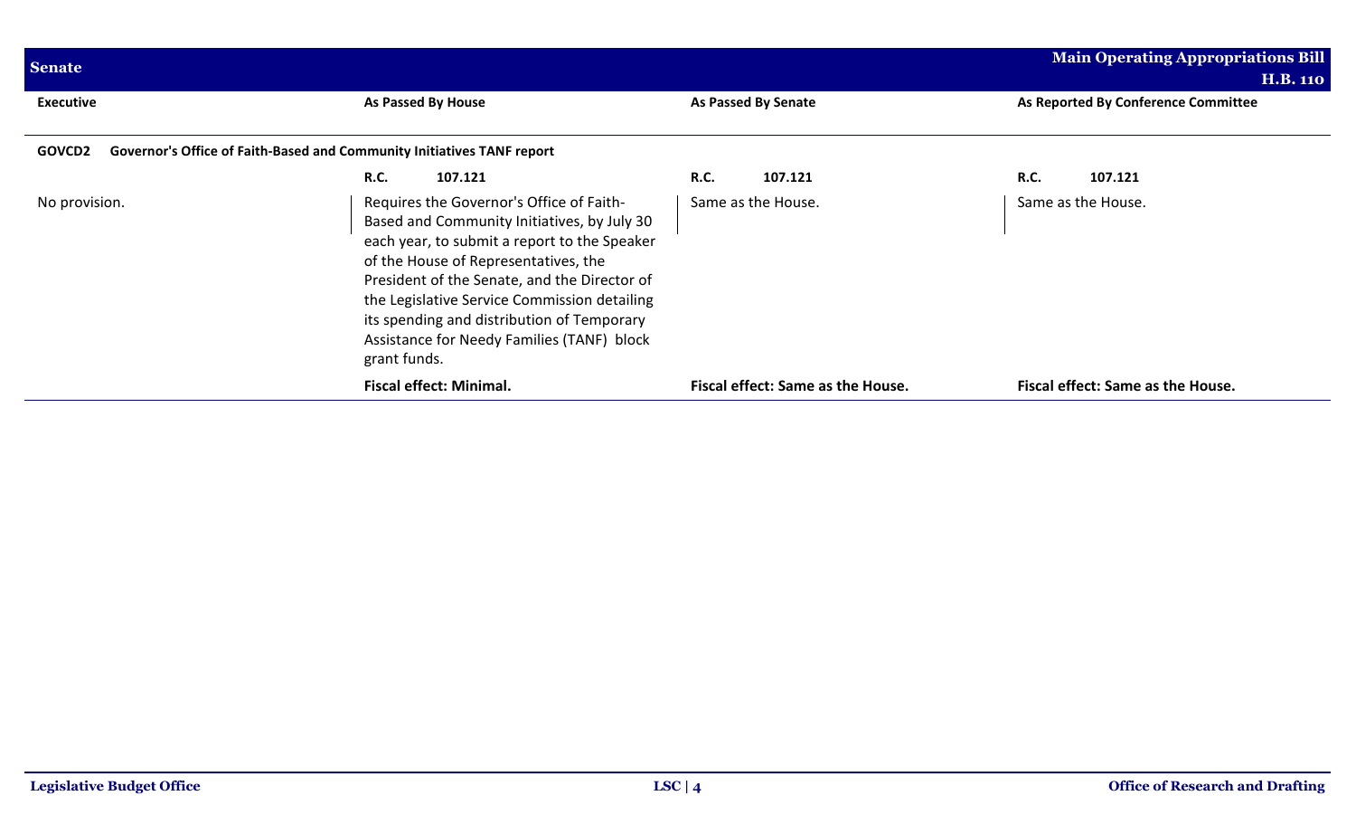| Executive | As Passed By House | As Passed By Senate | As Reported By Conference Committee |
|---|---|---|---|
| **GOVCD2 Governor's Office of Faith-Based and Community Initiatives TANF report** | | | |
| | **R.C. 107.121** | **R.C. 107.121** | **R.C. 107.121** |
| No provision. | Requires the Governor's Office of Faith-Based and Community Initiatives, by July 30 each year, to submit a report to the Speaker of the House of Representatives, the President of the Senate, and the Director of the Legislative Service Commission detailing its spending and distribution of Temporary Assistance for Needy Families (TANF) block grant funds. | Same as the House. | Same as the House. |
| | **Fiscal effect: Minimal.** | **Fiscal effect: Same as the House.** | **Fiscal effect: Same as the House.** |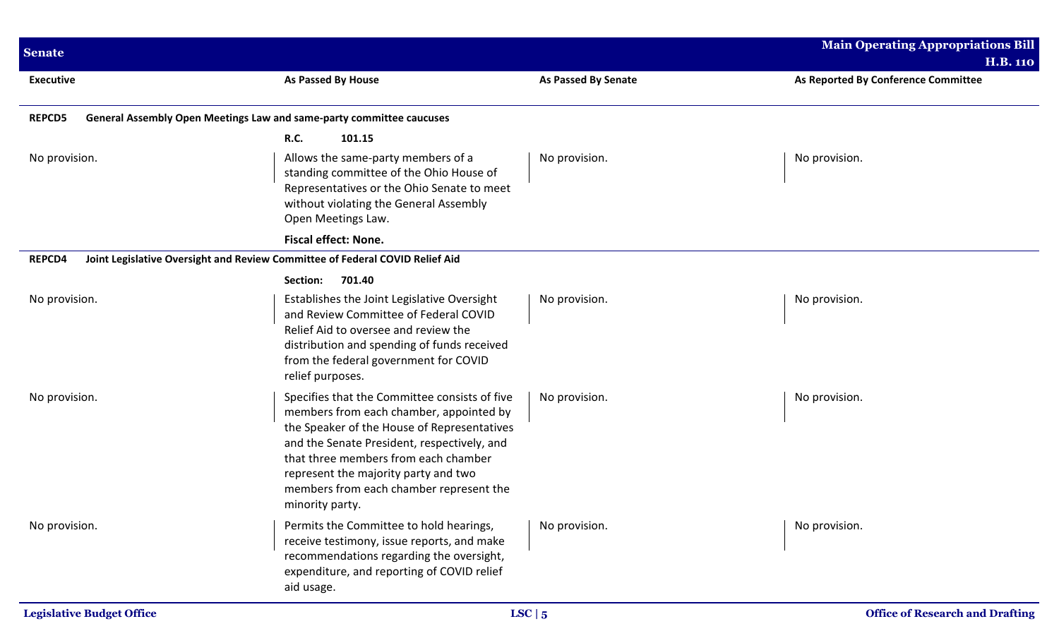| Executive | As Passed By House | As Passed By Senate | As Reported By Conference Committee |
|---|---|---|---|
| **REPCD5 General Assembly Open Meetings Law and same-party committee caucuses** | | | |
| | **R.C. 101.15** | | |
| No provision. | Allows the same-party members of a standing committee of the Ohio House of Representatives or the Ohio Senate to meet without violating the General Assembly Open Meetings Law. | No provision. | No provision. |
| | **Fiscal effect: None.** | | |
| **REPCD4 Joint Legislative Oversight and Review Committee of Federal COVID Relief Aid** | | | |
| | **Section: 701.40** | | |
| No provision. | Establishes the Joint Legislative Oversight and Review Committee of Federal COVID Relief Aid to oversee and review the distribution and spending of funds received from the federal government for COVID relief purposes. | No provision. | No provision. |
| No provision. | Specifies that the Committee consists of five members from each chamber, appointed by the Speaker of the House of Representatives and the Senate President, respectively, and that three members from each chamber represent the majority party and two members from each chamber represent the minority party. | No provision. | No provision. |
| No provision. | Permits the Committee to hold hearings, receive testimony, issue reports, and make recommendations regarding the oversight, expenditure, and reporting of COVID relief aid usage. | No provision. | No provision. |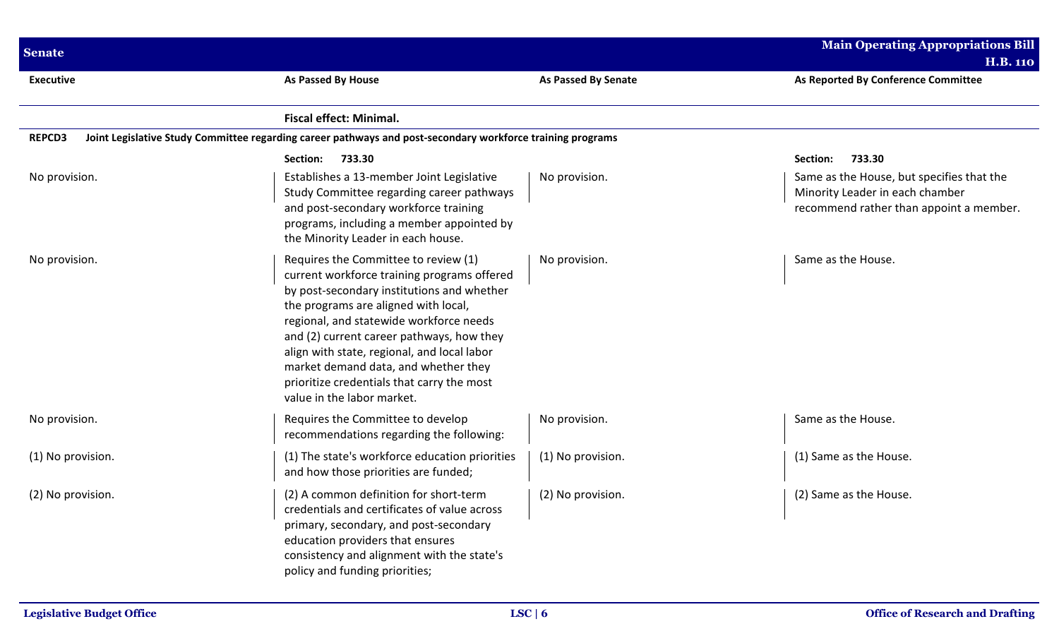| Executive | As Passed By House | As Passed By Senate | As Reported By Conference Committee |
|---|---|---|---|
| | **Fiscal effect: Minimal.** | | |
| **REPCD3** | **Joint Legislative Study Committee regarding career pathways and post-secondary workforce training programs** | | |
| | **Section: 733.30** | | **Section: 733.30** |
| No provision. | Establishes a 13-member Joint Legislative Study Committee regarding career pathways and post-secondary workforce training programs, including a member appointed by the Minority Leader in each house. | No provision. | Same as the House, but specifies that the Minority Leader in each chamber recommend rather than appoint a member. |
| No provision. | Requires the Committee to review (1) current workforce training programs offered by post-secondary institutions and whether the programs are aligned with local, regional, and statewide workforce needs and (2) current career pathways, how they align with state, regional, and local labor market demand data, and whether they prioritize credentials that carry the most value in the labor market. | No provision. | Same as the House. |
| No provision. | Requires the Committee to develop recommendations regarding the following: | No provision. | Same as the House. |
| (1) No provision. | (1) The state's workforce education priorities and how those priorities are funded; | (1) No provision. | (1) Same as the House. |
| (2) No provision. | (2) A common definition for short-term credentials and certificates of value across primary, secondary, and post-secondary education providers that ensures consistency and alignment with the state's policy and funding priorities; | (2) No provision. | (2) Same as the House. |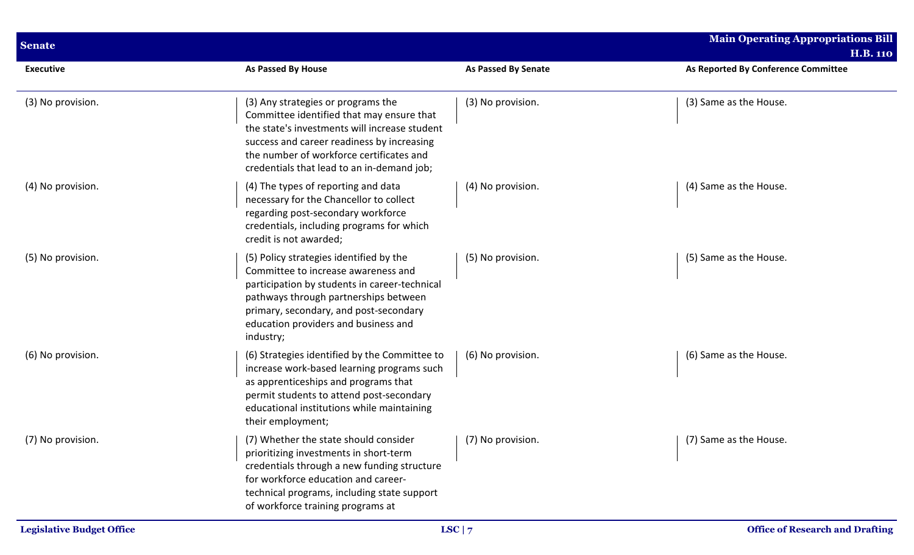| Executive | As Passed By House | As Passed By Senate | As Reported By Conference Committee |
|---|---|---|---|
| (3) No provision. | (3) Any strategies or programs the Committee identified that may ensure that the state's investments will increase student success and career readiness by increasing the number of workforce certificates and credentials that lead to an in-demand job; | (3) No provision. | (3) Same as the House. |
| (4) No provision. | (4) The types of reporting and data necessary for the Chancellor to collect regarding post-secondary workforce credentials, including programs for which credit is not awarded; | (4) No provision. | (4) Same as the House. |
| (5) No provision. | (5) Policy strategies identified by the Committee to increase awareness and participation by students in career-technical pathways through partnerships between primary, secondary, and post-secondary education providers and business and industry; | (5) No provision. | (5) Same as the House. |
| (6) No provision. | (6) Strategies identified by the Committee to increase work-based learning programs such as apprenticeships and programs that permit students to attend post-secondary educational institutions while maintaining their employment; | (6) No provision. | (6) Same as the House. |
| (7) No provision. | (7) Whether the state should consider prioritizing investments in short-term credentials through a new funding structure for workforce education and career-technical programs, including state support of workforce training programs at | (7) No provision. | (7) Same as the House. |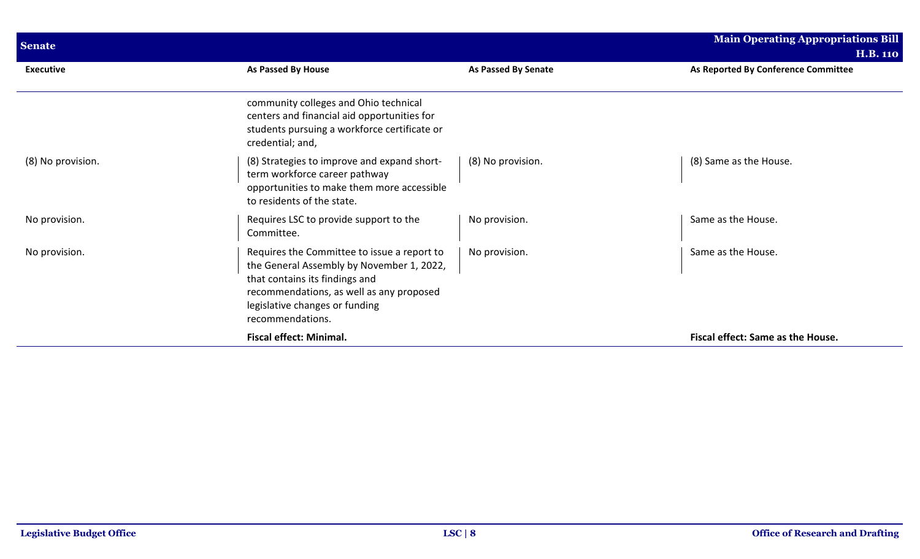| Executive | As Passed By House | As Passed By Senate | As Reported By Conference Committee |
|---|---|---|---|
| | community colleges and Ohio technical centers and financial aid opportunities for students pursuing a workforce certificate or credential; and, | | |
| (8) No provision. | (8) Strategies to improve and expand short-term workforce career pathway opportunities to make them more accessible to residents of the state. | (8) No provision. | (8) Same as the House. |
| No provision. | Requires LSC to provide support to the Committee. | No provision. | Same as the House. |
| No provision. | Requires the Committee to issue a report to the General Assembly by November 1, 2022, that contains its findings and recommendations, as well as any proposed legislative changes or funding recommendations. | No provision. | Same as the House. |
| | **Fiscal effect: Minimal.** | | **Fiscal effect: Same as the House.** |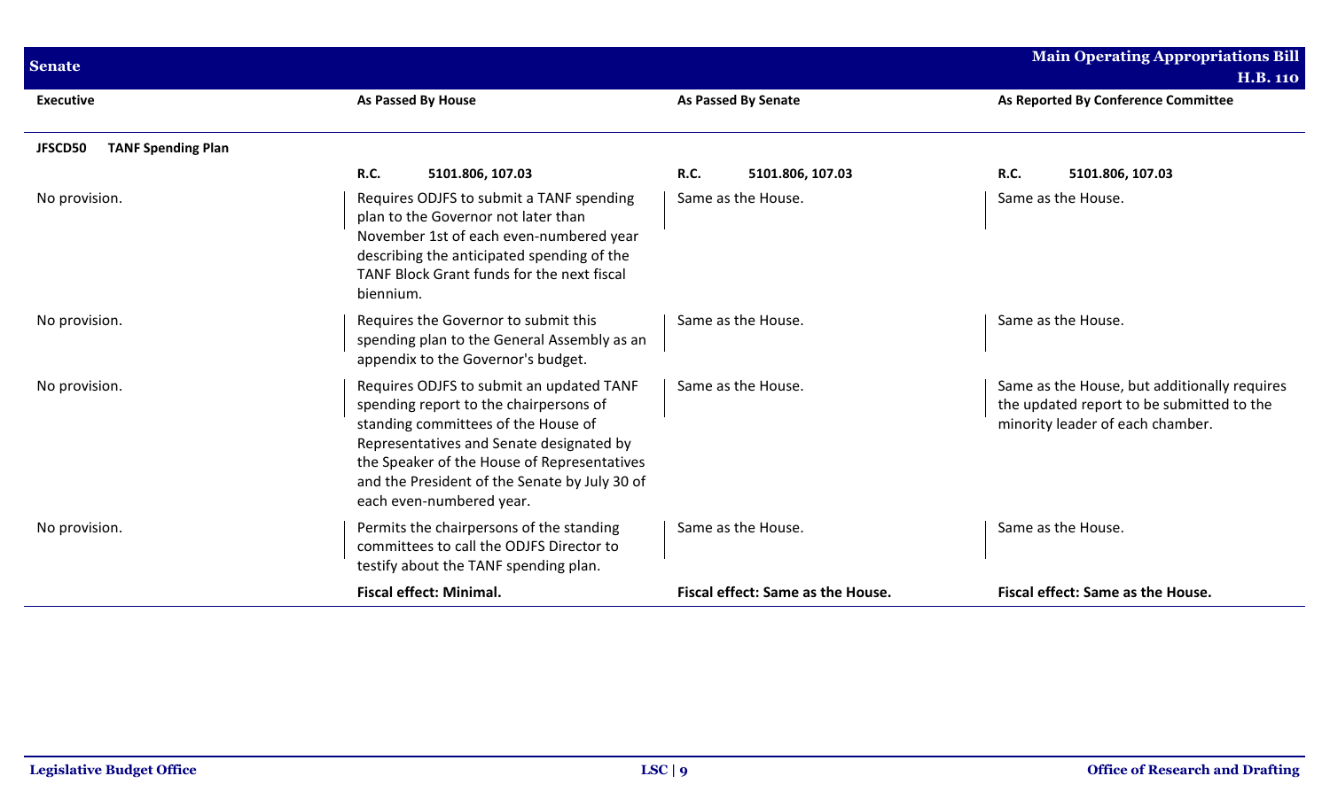| Executive | As Passed By House | As Passed By Senate | As Reported By Conference Committee |
|---|---|---|---|
| **JFSCD50 TANF Spending Plan** | | | |
| | **R.C.** 5101.806, 107.03 | **R.C.** 5101.806, 107.03 | **R.C.** 5101.806, 107.03 |
| No provision. | Requires ODJFS to submit a TANF spending plan to the Governor not later than November 1st of each even-numbered year describing the anticipated spending of the TANF Block Grant funds for the next fiscal biennium. | Same as the House. | Same as the House. |
| No provision. | Requires the Governor to submit this spending plan to the General Assembly as an appendix to the Governor's budget. | Same as the House. | Same as the House. |
| No provision. | Requires ODJFS to submit an updated TANF spending report to the chairpersons of standing committees of the House of Representatives and Senate designated by the Speaker of the House of Representatives and the President of the Senate by July 30 of each even-numbered year. | Same as the House. | Same as the House, but additionally requires the updated report to be submitted to the minority leader of each chamber. |
| No provision. | Permits the chairpersons of the standing committees to call the ODJFS Director to testify about the TANF spending plan. | Same as the House. | Same as the House. |
| | **Fiscal effect: Minimal.** | **Fiscal effect: Same as the House.** | **Fiscal effect: Same as the House.** |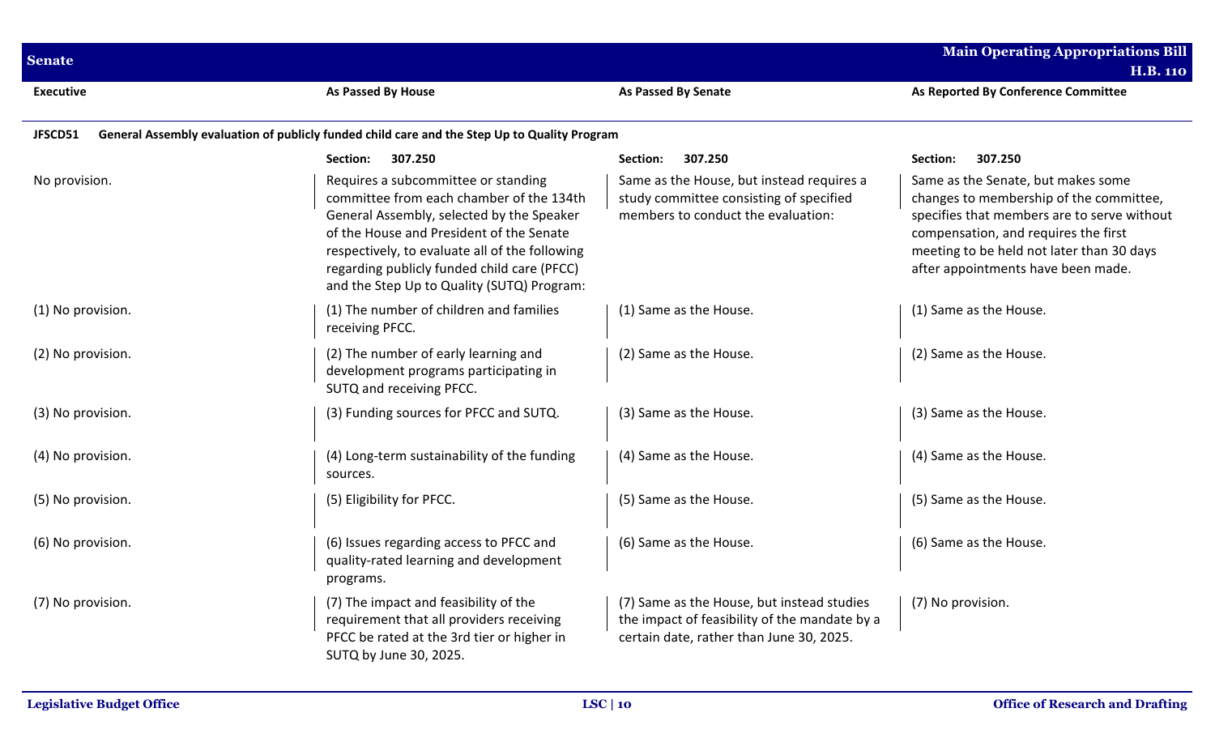| Executive | As Passed By House | As Passed By Senate | As Reported By Conference Committee |
|---|---|---|---|
| **JFSCD51 General Assembly evaluation of publicly funded child care and the Step Up to Quality Program** | | | |
| | **Section: 307.250** | **Section: 307.250** | **Section: 307.250** |
| No provision. | Requires a subcommittee or standing committee from each chamber of the 134th General Assembly, selected by the Speaker of the House and President of the Senate respectively, to evaluate all of the following regarding publicly funded child care (PFCC) and the Step Up to Quality (SUTQ) Program: | Same as the House, but instead requires a study committee consisting of specified members to conduct the evaluation: | Same as the Senate, but makes some changes to membership of the committee, specifies that members are to serve without compensation, and requires the first meeting to be held not later than 30 days after appointments have been made. |
| (1) No provision. | (1) The number of children and families receiving PFCC. | (1) Same as the House. | (1) Same as the House. |
| (2) No provision. | (2) The number of early learning and development programs participating in SUTQ and receiving PFCC. | (2) Same as the House. | (2) Same as the House. |
| (3) No provision. | (3) Funding sources for PFCC and SUTQ. | (3) Same as the House. | (3) Same as the House. |
| (4) No provision. | (4) Long-term sustainability of the funding sources. | (4) Same as the House. | (4) Same as the House. |
| (5) No provision. | (5) Eligibility for PFCC. | (5) Same as the House. | (5) Same as the House. |
| (6) No provision. | (6) Issues regarding access to PFCC and quality-rated learning and development programs. | (6) Same as the House. | (6) Same as the House. |
| (7) No provision. | (7) The impact and feasibility of the requirement that all providers receiving PFCC be rated at the 3rd tier or higher in SUTQ by June 30, 2025. | (7) Same as the House, but instead studies the impact of feasibility of the mandate by a certain date, rather than June 30, 2025. | (7) No provision. |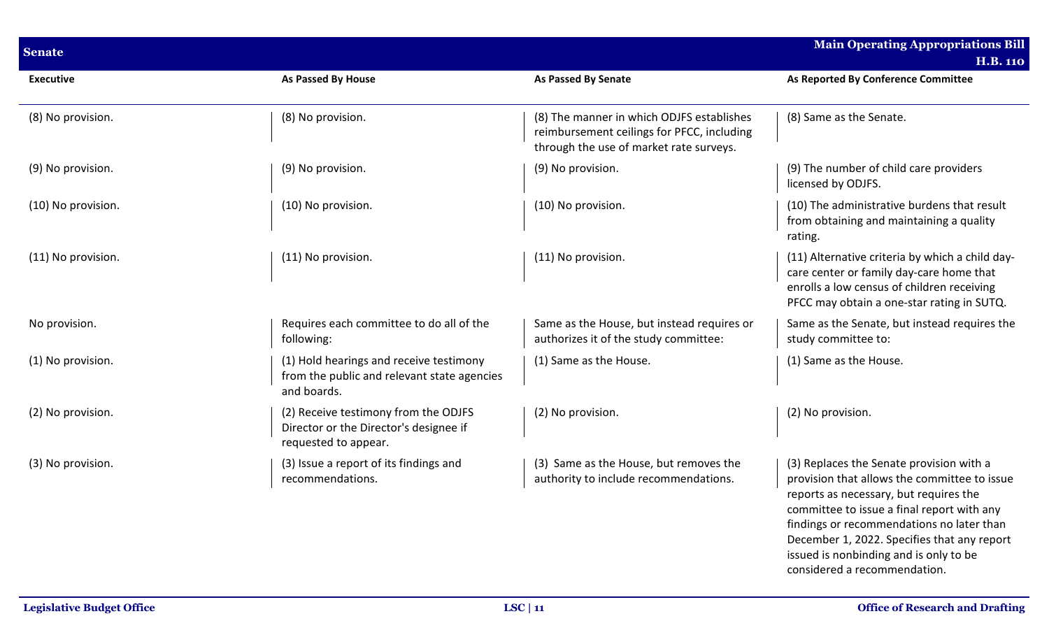| Executive | As Passed By House | As Passed By Senate | As Reported By Conference Committee |
|---|---|---|---|
| (8) No provision. | (8) No provision. | (8) The manner in which ODJFS establishes reimbursement ceilings for PFCC, including through the use of market rate surveys. | (8) Same as the Senate. |
| (9) No provision. | (9) No provision. | (9) No provision. | (9) The number of child care providers licensed by ODJFS. |
| (10) No provision. | (10) No provision. | (10) No provision. | (10) The administrative burdens that result from obtaining and maintaining a quality rating. |
| (11) No provision. | (11) No provision. | (11) No provision. | (11) Alternative criteria by which a child day-care center or family day-care home that enrolls a low census of children receiving PFCC may obtain a one-star rating in SUTQ. |
| No provision. | Requires each committee to do all of the following: | Same as the House, but instead requires or authorizes it of the study committee: | Same as the Senate, but instead requires the study committee to: |
| (1) No provision. | (1) Hold hearings and receive testimony from the public and relevant state agencies and boards. | (1) Same as the House. | (1) Same as the House. |
| (2) No provision. | (2) Receive testimony from the ODJFS Director or the Director's designee if requested to appear. | (2) No provision. | (2) No provision. |
| (3) No provision. | (3) Issue a report of its findings and recommendations. | (3) Same as the House, but removes the authority to include recommendations. | (3) Replaces the Senate provision with a provision that allows the committee to issue reports as necessary, but requires the committee to issue a final report with any findings or recommendations no later than December 1, 2022. Specifies that any report issued is nonbinding and is only to be considered a recommendation. |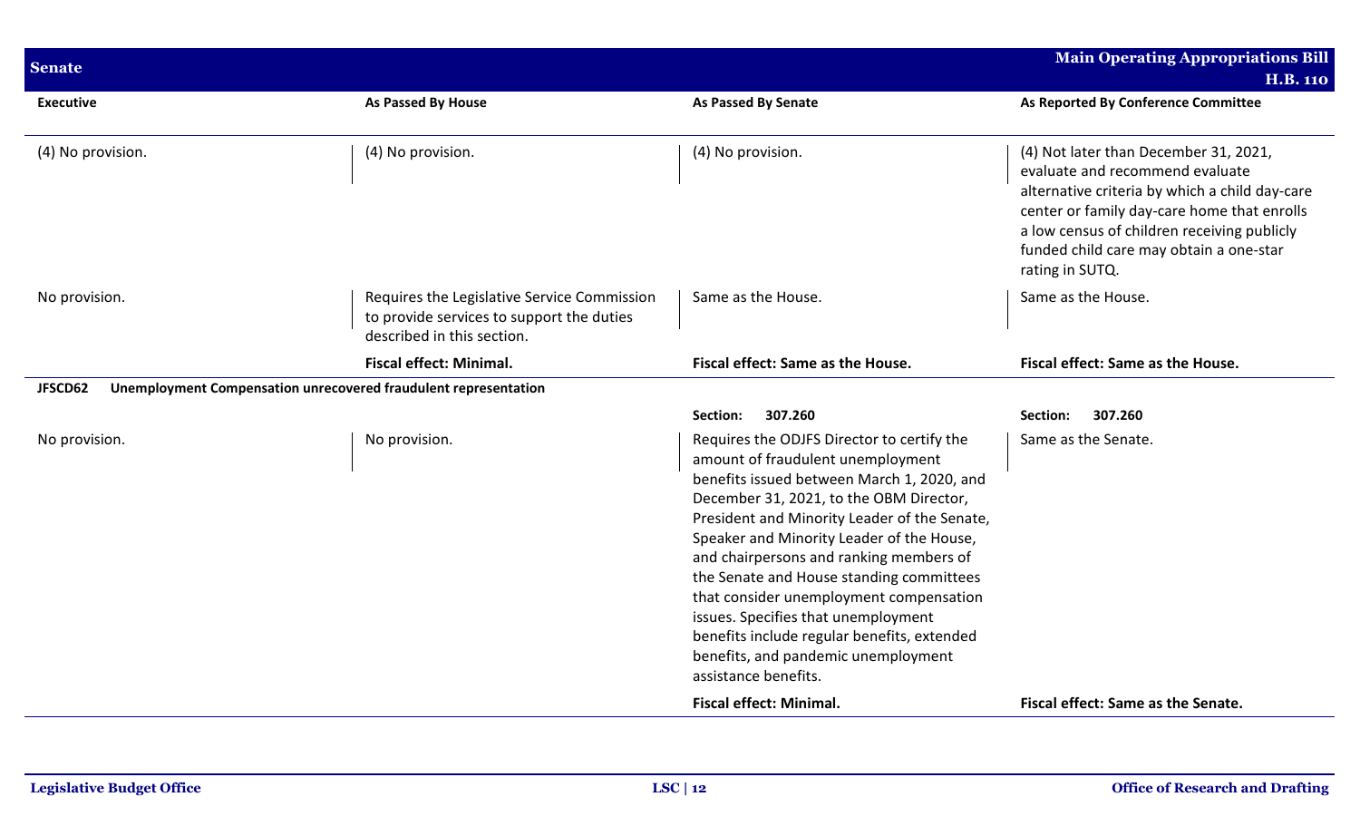| Executive | As Passed By House | As Passed By Senate | As Reported By Conference Committee |
|---|---|---|---|
| (4) No provision. | (4) No provision. | (4) No provision. | (4) Not later than December 31, 2021, evaluate and recommend evaluate alternative criteria by which a child day-care center or family day-care home that enrolls a low census of children receiving publicly funded child care may obtain a one-star rating in SUTQ. |
| No provision. | Requires the Legislative Service Commission to provide services to support the duties described in this section. | Same as the House. | Same as the House. |
| | **Fiscal effect: Minimal.** | **Fiscal effect: Same as the House.** | **Fiscal effect: Same as the House.** |
| **JFSCD62 Unemployment Compensation unrecovered fraudulent representation** | | | |
| | | **Section: 307.260** | **Section: 307.260** |
| No provision. | No provision. | Requires the ODJFS Director to certify the amount of fraudulent unemployment benefits issued between March 1, 2020, and December 31, 2021, to the OBM Director, President and Minority Leader of the Senate, Speaker and Minority Leader of the House, and chairpersons and ranking members of the Senate and House standing committees that consider unemployment compensation issues. Specifies that unemployment benefits include regular benefits, extended benefits, and pandemic unemployment assistance benefits. | Same as the Senate. |
| | | **Fiscal effect: Minimal.** | **Fiscal effect: Same as the Senate.** |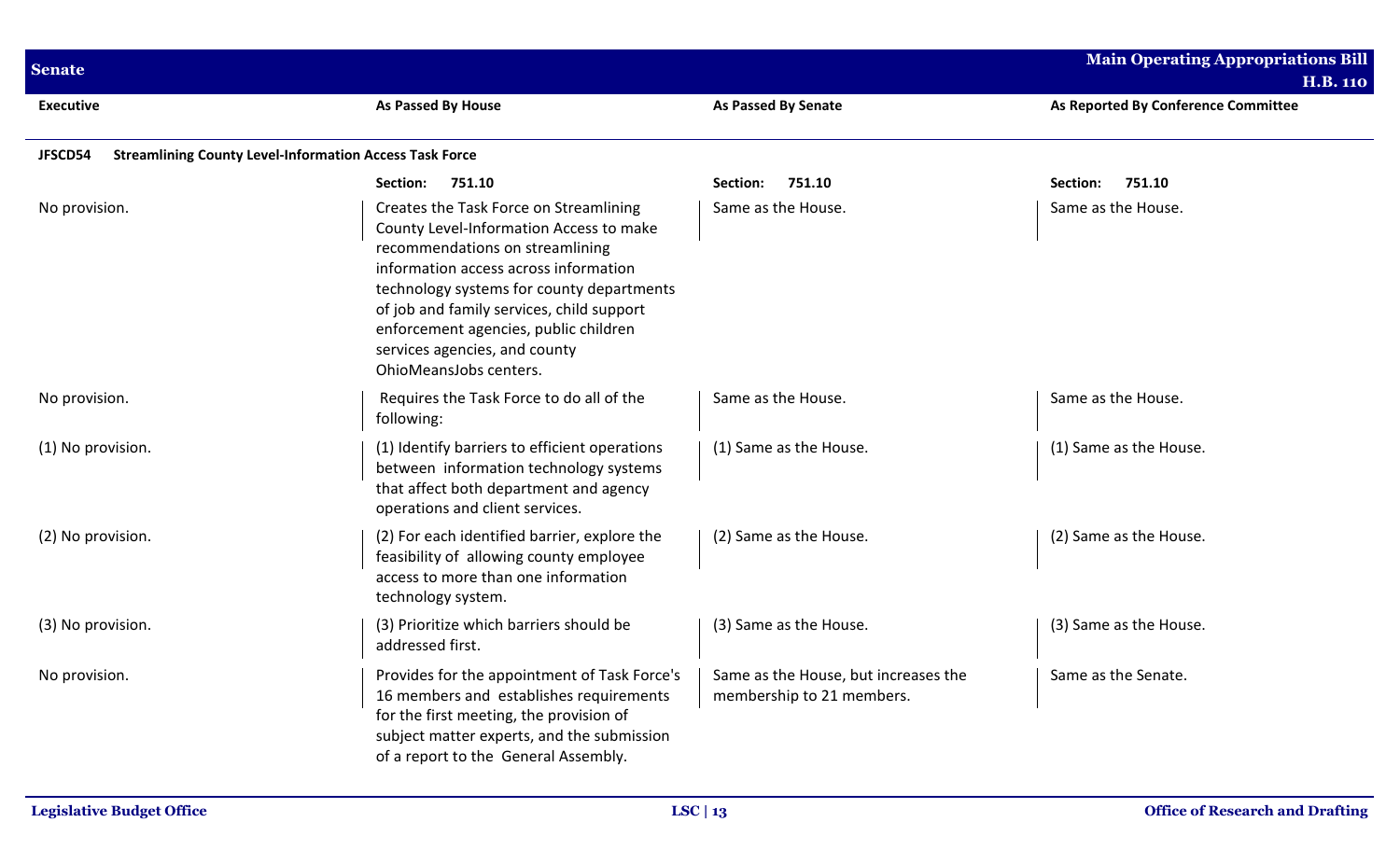| Executive | As Passed By House | As Passed By Senate | As Reported By Conference Committee |
|---|---|---|---|
| **JFSCD54 Streamlining County Level-Information Access Task Force** | | | |
| | **Section: 751.10** | **Section: 751.10** | **Section: 751.10** |
| No provision. | Creates the Task Force on Streamlining County Level-Information Access to make recommendations on streamlining information access across information technology systems for county departments of job and family services, child support enforcement agencies, public children services agencies, and county OhioMeansJobs centers. | Same as the House. | Same as the House. |
| No provision. | Requires the Task Force to do all of the following: | Same as the House. | Same as the House. |
| (1) No provision. | (1) Identify barriers to efficient operations between information technology systems that affect both department and agency operations and client services. | (1) Same as the House. | (1) Same as the House. |
| (2) No provision. | (2) For each identified barrier, explore the feasibility of allowing county employee access to more than one information technology system. | (2) Same as the House. | (2) Same as the House. |
| (3) No provision. | (3) Prioritize which barriers should be addressed first. | (3) Same as the House. | (3) Same as the House. |
| No provision. | Provides for the appointment of Task Force's 16 members and establishes requirements for the first meeting, the provision of subject matter experts, and the submission of a report to the General Assembly. | Same as the House, but increases the membership to 21 members. | Same as the Senate. |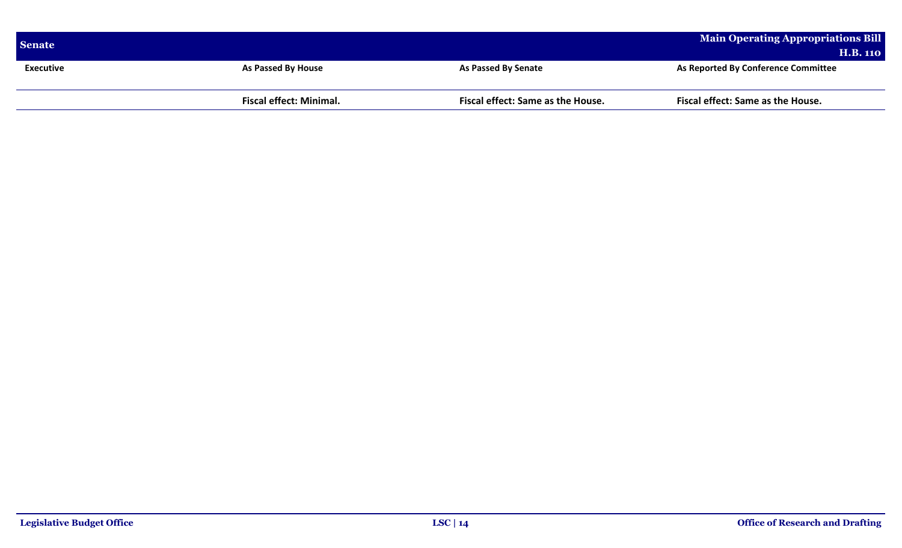| Executive | As Passed By House | As Passed By Senate | As Reported By Conference Committee |
| --- | --- | --- | --- |
| | **Fiscal effect: Minimal.** | **Fiscal effect: Same as the House.** | **Fiscal effect: Same as the House.** |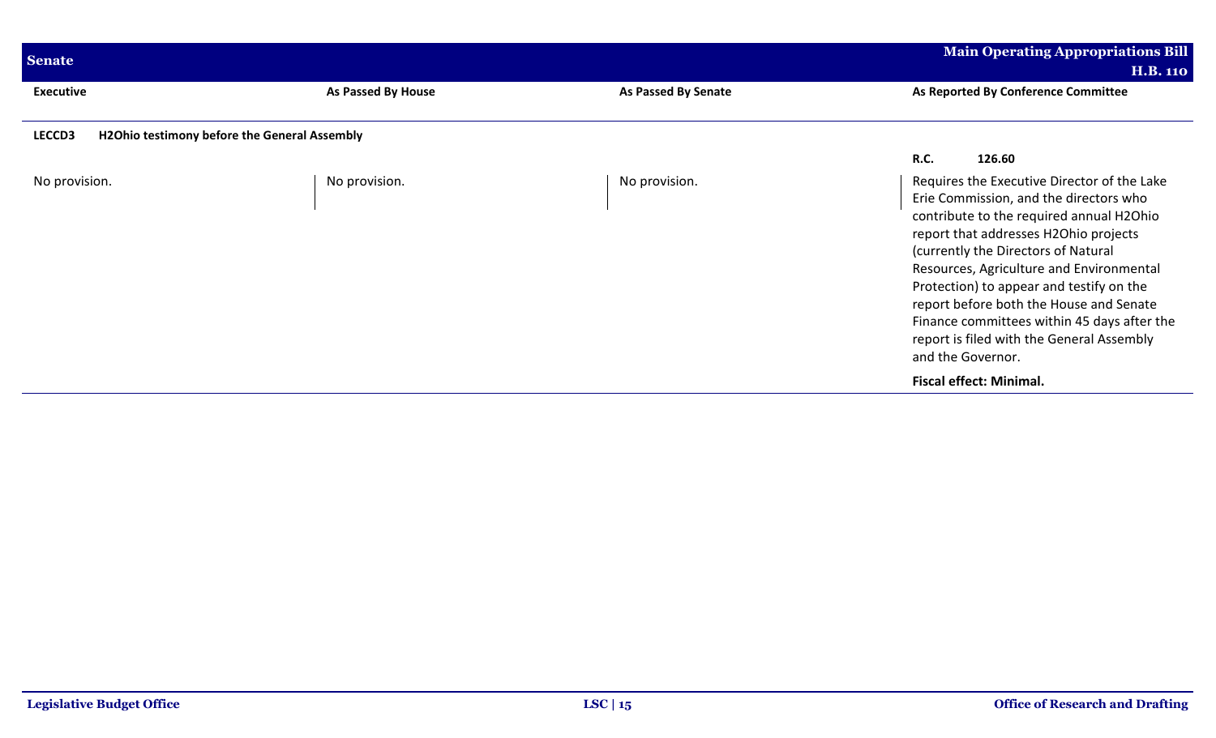| Executive | As Passed By House | As Passed By Senate | As Reported By Conference Committee |
|---|---|---|---|
| **LECCD3 H2Ohio testimony before the General Assembly** | | | |
| | | | **R.C. 126.60** |
| No provision. | No provision. | No provision. | Requires the Executive Director of the Lake Erie Commission, and the directors who contribute to the required annual H2Ohio report that addresses H2Ohio projects (currently the Directors of Natural Resources, Agriculture and Environmental Protection) to appear and testify on the report before both the House and Senate Finance committees within 45 days after the report is filed with the General Assembly and the Governor. |
| | | | **Fiscal effect: Minimal.** |